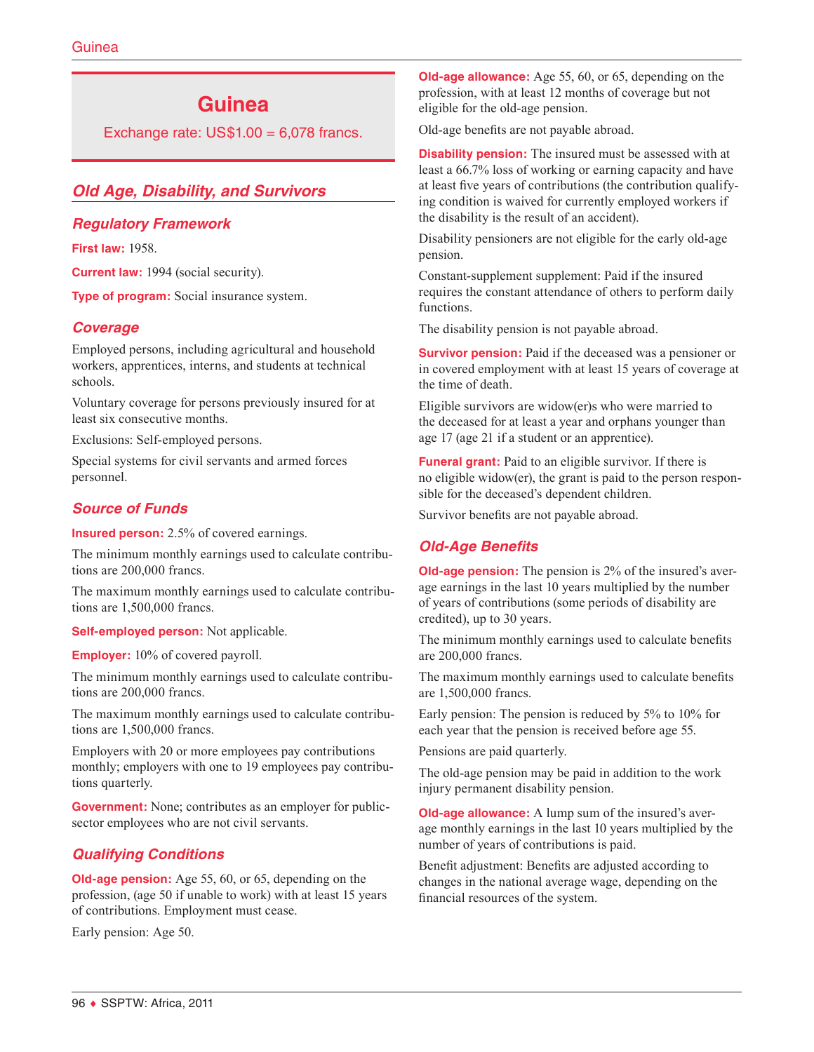# Guinea

Exchange rate: US$1.00 = 6,078 francs.

## Old Age, Disability, and Survivors

### Regulatory Framework

**First law:** 1958.

**Current law:** 1994 (social security).

**Type of program:** Social insurance system.

### Coverage

Employed persons, including agricultural and household workers, apprentices, interns, and students at technical schools.

Voluntary coverage for persons previously insured for at least six consecutive months.

Exclusions: Self-employed persons.

Special systems for civil servants and armed forces personnel.

### Source of Funds

**Insured person:** 2.5% of covered earnings.

The minimum monthly earnings used to calculate contributions are 200,000 francs.

The maximum monthly earnings used to calculate contributions are 1,500,000 francs.

**Self-employed person:** Not applicable.

**Employer:** 10% of covered payroll.

The minimum monthly earnings used to calculate contributions are 200,000 francs.

The maximum monthly earnings used to calculate contributions are 1,500,000 francs.

Employers with 20 or more employees pay contributions monthly; employers with one to 19 employees pay contributions quarterly.

**Government:** None; contributes as an employer for public-sector employees who are not civil servants.

### Qualifying Conditions

**Old-age pension:** Age 55, 60, or 65, depending on the profession, (age 50 if unable to work) with at least 15 years of contributions. Employment must cease.

Early pension: Age 50.

**Old-age allowance:** Age 55, 60, or 65, depending on the profession, with at least 12 months of coverage but not eligible for the old-age pension.

Old-age benefits are not payable abroad.

**Disability pension:** The insured must be assessed with at least a 66.7% loss of working or earning capacity and have at least five years of contributions (the contribution qualifying condition is waived for currently employed workers if the disability is the result of an accident).

Disability pensioners are not eligible for the early old-age pension.

Constant-supplement supplement: Paid if the insured requires the constant attendance of others to perform daily functions.

The disability pension is not payable abroad.

**Survivor pension:** Paid if the deceased was a pensioner or in covered employment with at least 15 years of coverage at the time of death.

Eligible survivors are widow(er)s who were married to the deceased for at least a year and orphans younger than age 17 (age 21 if a student or an apprentice).

**Funeral grant:** Paid to an eligible survivor. If there is no eligible widow(er), the grant is paid to the person responsible for the deceased's dependent children.

Survivor benefits are not payable abroad.

### Old-Age Benefits

**Old-age pension:** The pension is 2% of the insured's average earnings in the last 10 years multiplied by the number of years of contributions (some periods of disability are credited), up to 30 years.

The minimum monthly earnings used to calculate benefits are 200,000 francs.

The maximum monthly earnings used to calculate benefits are 1,500,000 francs.

Early pension: The pension is reduced by 5% to 10% for each year that the pension is received before age 55.

Pensions are paid quarterly.

The old-age pension may be paid in addition to the work injury permanent disability pension.

**Old-age allowance:** A lump sum of the insured's average monthly earnings in the last 10 years multiplied by the number of years of contributions is paid.

Benefit adjustment: Benefits are adjusted according to changes in the national average wage, depending on the financial resources of the system.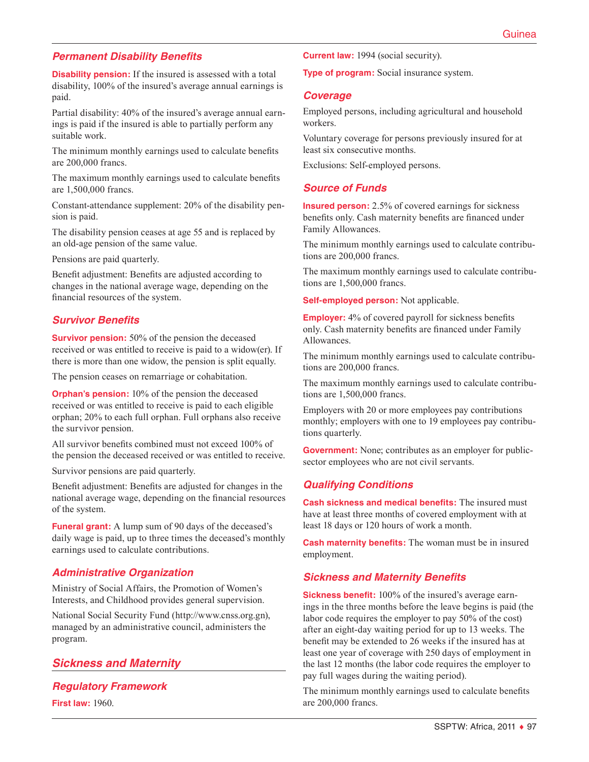### Permanent Disability Benefits

**Disability pension:** If the insured is assessed with a total disability, 100% of the insured's average annual earnings is paid.

Partial disability: 40% of the insured's average annual earnings is paid if the insured is able to partially perform any suitable work.

The minimum monthly earnings used to calculate benefits are 200,000 francs.

The maximum monthly earnings used to calculate benefits are 1,500,000 francs.

Constant-attendance supplement: 20% of the disability pension is paid.

The disability pension ceases at age 55 and is replaced by an old-age pension of the same value.

Pensions are paid quarterly.

Benefit adjustment: Benefits are adjusted according to changes in the national average wage, depending on the financial resources of the system.

### Survivor Benefits

**Survivor pension:** 50% of the pension the deceased received or was entitled to receive is paid to a widow(er). If there is more than one widow, the pension is split equally.

The pension ceases on remarriage or cohabitation.

**Orphan's pension:** 10% of the pension the deceased received or was entitled to receive is paid to each eligible orphan; 20% to each full orphan. Full orphans also receive the survivor pension.

All survivor benefits combined must not exceed 100% of the pension the deceased received or was entitled to receive.

Survivor pensions are paid quarterly.

Benefit adjustment: Benefits are adjusted for changes in the national average wage, depending on the financial resources of the system.

**Funeral grant:** A lump sum of 90 days of the deceased's daily wage is paid, up to three times the deceased's monthly earnings used to calculate contributions.

### Administrative Organization

Ministry of Social Affairs, the Promotion of Women's Interests, and Childhood provides general supervision.

National Social Security Fund (http://www.cnss.org.gn), managed by an administrative council, administers the program.

## Sickness and Maternity

### Regulatory Framework

**First law:** 1960.

**Current law:** 1994 (social security).

**Type of program:** Social insurance system.

### Coverage

Employed persons, including agricultural and household workers.

Voluntary coverage for persons previously insured for at least six consecutive months.

Exclusions: Self-employed persons.

### Source of Funds

**Insured person:** 2.5% of covered earnings for sickness benefits only. Cash maternity benefits are financed under Family Allowances.

The minimum monthly earnings used to calculate contributions are 200,000 francs.

The maximum monthly earnings used to calculate contributions are 1,500,000 francs.

**Self-employed person:** Not applicable.

**Employer:** 4% of covered payroll for sickness benefits only. Cash maternity benefits are financed under Family Allowances.

The minimum monthly earnings used to calculate contributions are 200,000 francs.

The maximum monthly earnings used to calculate contributions are 1,500,000 francs.

Employers with 20 or more employees pay contributions monthly; employers with one to 19 employees pay contributions quarterly.

**Government:** None; contributes as an employer for public-sector employees who are not civil servants.

### Qualifying Conditions

**Cash sickness and medical benefits:** The insured must have at least three months of covered employment with at least 18 days or 120 hours of work a month.

**Cash maternity benefits:** The woman must be in insured employment.

### Sickness and Maternity Benefits

**Sickness benefit:** 100% of the insured's average earnings in the three months before the leave begins is paid (the labor code requires the employer to pay 50% of the cost) after an eight-day waiting period for up to 13 weeks. The benefit may be extended to 26 weeks if the insured has at least one year of coverage with 250 days of employment in the last 12 months (the labor code requires the employer to pay full wages during the waiting period).

The minimum monthly earnings used to calculate benefits are 200,000 francs.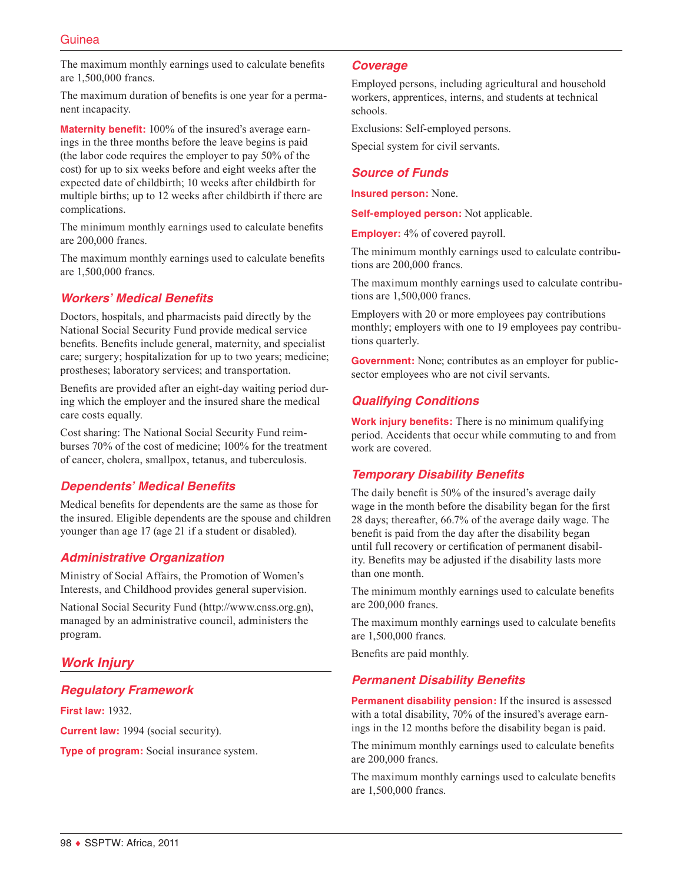The maximum monthly earnings used to calculate benefits are 1,500,000 francs.

The maximum duration of benefits is one year for a permanent incapacity.

**Maternity benefit:** 100% of the insured's average earnings in the three months before the leave begins is paid (the labor code requires the employer to pay 50% of the cost) for up to six weeks before and eight weeks after the expected date of childbirth; 10 weeks after childbirth for multiple births; up to 12 weeks after childbirth if there are complications.

The minimum monthly earnings used to calculate benefits are 200,000 francs.

The maximum monthly earnings used to calculate benefits are 1,500,000 francs.

### Workers' Medical Benefits

Doctors, hospitals, and pharmacists paid directly by the National Social Security Fund provide medical service benefits. Benefits include general, maternity, and specialist care; surgery; hospitalization for up to two years; medicine; prostheses; laboratory services; and transportation.

Benefits are provided after an eight-day waiting period during which the employer and the insured share the medical care costs equally.

Cost sharing: The National Social Security Fund reimburses 70% of the cost of medicine; 100% for the treatment of cancer, cholera, smallpox, tetanus, and tuberculosis.

### Dependents' Medical Benefits

Medical benefits for dependents are the same as those for the insured. Eligible dependents are the spouse and children younger than age 17 (age 21 if a student or disabled).

### Administrative Organization

Ministry of Social Affairs, the Promotion of Women's Interests, and Childhood provides general supervision.

National Social Security Fund (http://www.cnss.org.gn), managed by an administrative council, administers the program.

## Work Injury

### Regulatory Framework

**First law:** 1932.

**Current law:** 1994 (social security).

**Type of program:** Social insurance system.

### Coverage

Employed persons, including agricultural and household workers, apprentices, interns, and students at technical schools.

Exclusions: Self-employed persons.

Special system for civil servants.

### Source of Funds

**Insured person:** None.

**Self-employed person:** Not applicable.

**Employer:** 4% of covered payroll.

The minimum monthly earnings used to calculate contributions are 200,000 francs.

The maximum monthly earnings used to calculate contributions are 1,500,000 francs.

Employers with 20 or more employees pay contributions monthly; employers with one to 19 employees pay contributions quarterly.

**Government:** None; contributes as an employer for public-sector employees who are not civil servants.

### Qualifying Conditions

**Work injury benefits:** There is no minimum qualifying period. Accidents that occur while commuting to and from work are covered.

### Temporary Disability Benefits

The daily benefit is 50% of the insured's average daily wage in the month before the disability began for the first 28 days; thereafter, 66.7% of the average daily wage. The benefit is paid from the day after the disability began until full recovery or certification of permanent disability. Benefits may be adjusted if the disability lasts more than one month.

The minimum monthly earnings used to calculate benefits are 200,000 francs.

The maximum monthly earnings used to calculate benefits are 1,500,000 francs.

Benefits are paid monthly.

### Permanent Disability Benefits

**Permanent disability pension:** If the insured is assessed with a total disability, 70% of the insured's average earnings in the 12 months before the disability began is paid.

The minimum monthly earnings used to calculate benefits are 200,000 francs.

The maximum monthly earnings used to calculate benefits are 1,500,000 francs.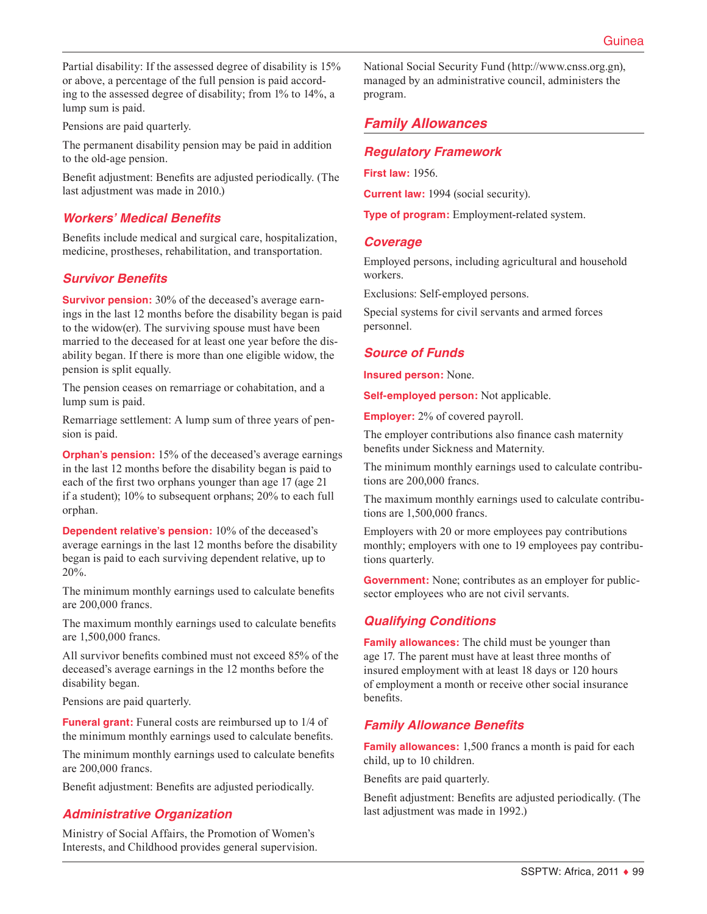Partial disability: If the assessed degree of disability is 15% or above, a percentage of the full pension is paid according to the assessed degree of disability; from 1% to 14%, a lump sum is paid.

Pensions are paid quarterly.

The permanent disability pension may be paid in addition to the old-age pension.

Benefit adjustment: Benefits are adjusted periodically. (The last adjustment was made in 2010.)

### Workers' Medical Benefits

Benefits include medical and surgical care, hospitalization, medicine, prostheses, rehabilitation, and transportation.

### Survivor Benefits

**Survivor pension:** 30% of the deceased's average earnings in the last 12 months before the disability began is paid to the widow(er). The surviving spouse must have been married to the deceased for at least one year before the disability began. If there is more than one eligible widow, the pension is split equally.

The pension ceases on remarriage or cohabitation, and a lump sum is paid.

Remarriage settlement: A lump sum of three years of pension is paid.

**Orphan's pension:** 15% of the deceased's average earnings in the last 12 months before the disability began is paid to each of the first two orphans younger than age 17 (age 21 if a student); 10% to subsequent orphans; 20% to each full orphan.

**Dependent relative's pension:** 10% of the deceased's average earnings in the last 12 months before the disability began is paid to each surviving dependent relative, up to 20%.

The minimum monthly earnings used to calculate benefits are 200,000 francs.

The maximum monthly earnings used to calculate benefits are 1,500,000 francs.

All survivor benefits combined must not exceed 85% of the deceased's average earnings in the 12 months before the disability began.

Pensions are paid quarterly.

**Funeral grant:** Funeral costs are reimbursed up to 1/4 of the minimum monthly earnings used to calculate benefits.

The minimum monthly earnings used to calculate benefits are 200,000 francs.

Benefit adjustment: Benefits are adjusted periodically.

### Administrative Organization

Ministry of Social Affairs, the Promotion of Women's Interests, and Childhood provides general supervision.

National Social Security Fund (http://www.cnss.org.gn), managed by an administrative council, administers the program.

## Family Allowances

### Regulatory Framework

**First law:** 1956.

**Current law:** 1994 (social security).

**Type of program:** Employment-related system.

### Coverage

Employed persons, including agricultural and household workers.

Exclusions: Self-employed persons.

Special systems for civil servants and armed forces personnel.

### Source of Funds

**Insured person:** None.

**Self-employed person:** Not applicable.

**Employer:** 2% of covered payroll.

The employer contributions also finance cash maternity benefits under Sickness and Maternity.

The minimum monthly earnings used to calculate contributions are 200,000 francs.

The maximum monthly earnings used to calculate contributions are 1,500,000 francs.

Employers with 20 or more employees pay contributions monthly; employers with one to 19 employees pay contributions quarterly.

**Government:** None; contributes as an employer for public-sector employees who are not civil servants.

### Qualifying Conditions

**Family allowances:** The child must be younger than age 17. The parent must have at least three months of insured employment with at least 18 days or 120 hours of employment a month or receive other social insurance benefits.

### Family Allowance Benefits

**Family allowances:** 1,500 francs a month is paid for each child, up to 10 children.

Benefits are paid quarterly.

Benefit adjustment: Benefits are adjusted periodically. (The last adjustment was made in 1992.)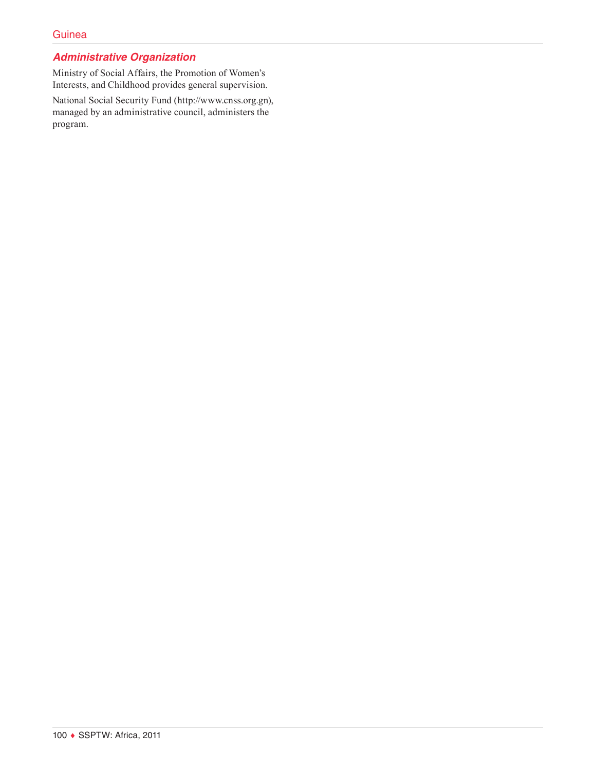### *Administrative Organization*

Ministry of Social Affairs, the Promotion of Women's Interests, and Childhood provides general supervision.

National Social Security Fund (http://www.cnss.org.gn), managed by an administrative council, administers the program.